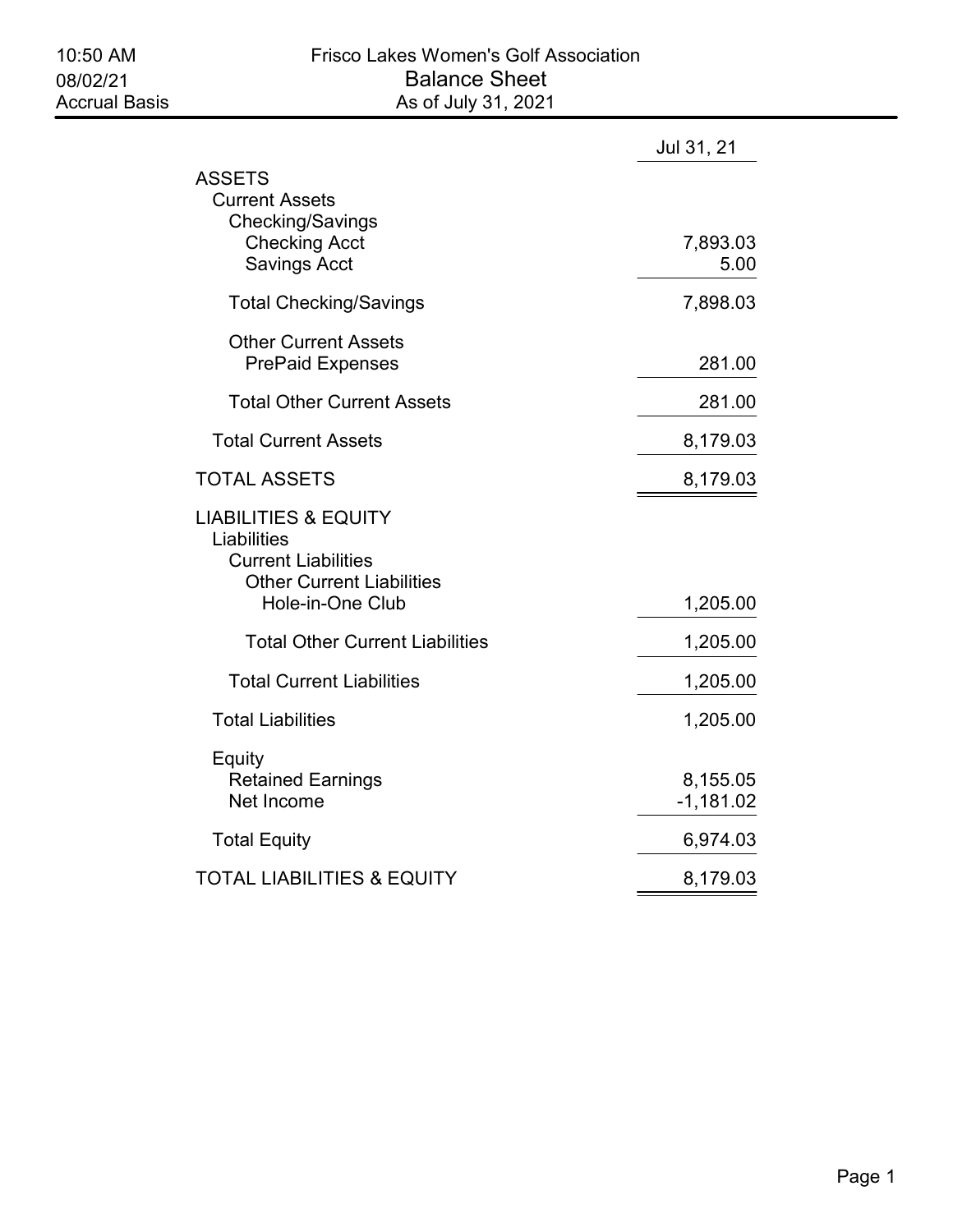10:50 AM
08/02/21
Accrual Basis

# Frisco Lakes Women's Golf Association
## Balance Sheet
### As of July 31, 2021

| | Jul 31, 21 |
|---|---|
| **ASSETS** | |
| Current Assets | |
| Checking/Savings | |
| Checking Acct | 7,893.03 |
| Savings Acct | 5.00 |
| Total Checking/Savings | 7,898.03 |
| Other Current Assets | |
| PrePaid Expenses | 281.00 |
| Total Other Current Assets | 281.00 |
| Total Current Assets | 8,179.03 |
| **TOTAL ASSETS** | 8,179.03 |
| **LIABILITIES & EQUITY** | |
| Liabilities | |
| Current Liabilities | |
| Other Current Liabilities | |
| Hole-in-One Club | 1,205.00 |
| Total Other Current Liabilities | 1,205.00 |
| Total Current Liabilities | 1,205.00 |
| Total Liabilities | 1,205.00 |
| Equity | |
| Retained Earnings | 8,155.05 |
| Net Income | -1,181.02 |
| Total Equity | 6,974.03 |
| **TOTAL LIABILITIES & EQUITY** | 8,179.03 |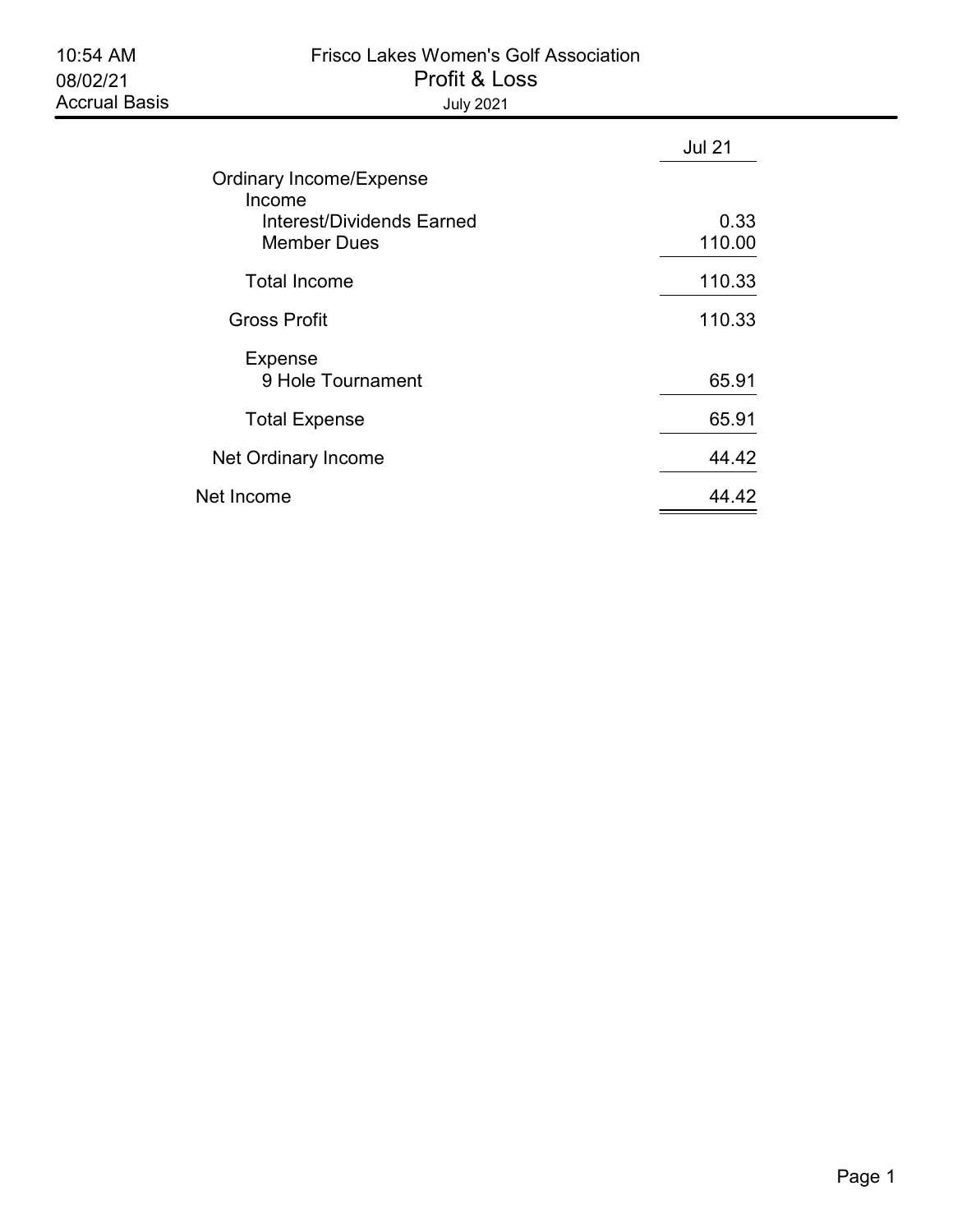10:54 AM
08/02/21
Accrual Basis

# Frisco Lakes Women's Golf Association

## Profit & Loss

July 2021

| | Jul 21 |
|---|---|
| Ordinary Income/Expense | |
| Income | |
| Interest/Dividends Earned | 0.33 |
| Member Dues | 110.00 |
| Total Income | 110.33 |
| Gross Profit | 110.33 |
| Expense | |
| 9 Hole Tournament | 65.91 |
| Total Expense | 65.91 |
| Net Ordinary Income | 44.42 |
| Net Income | 44.42 |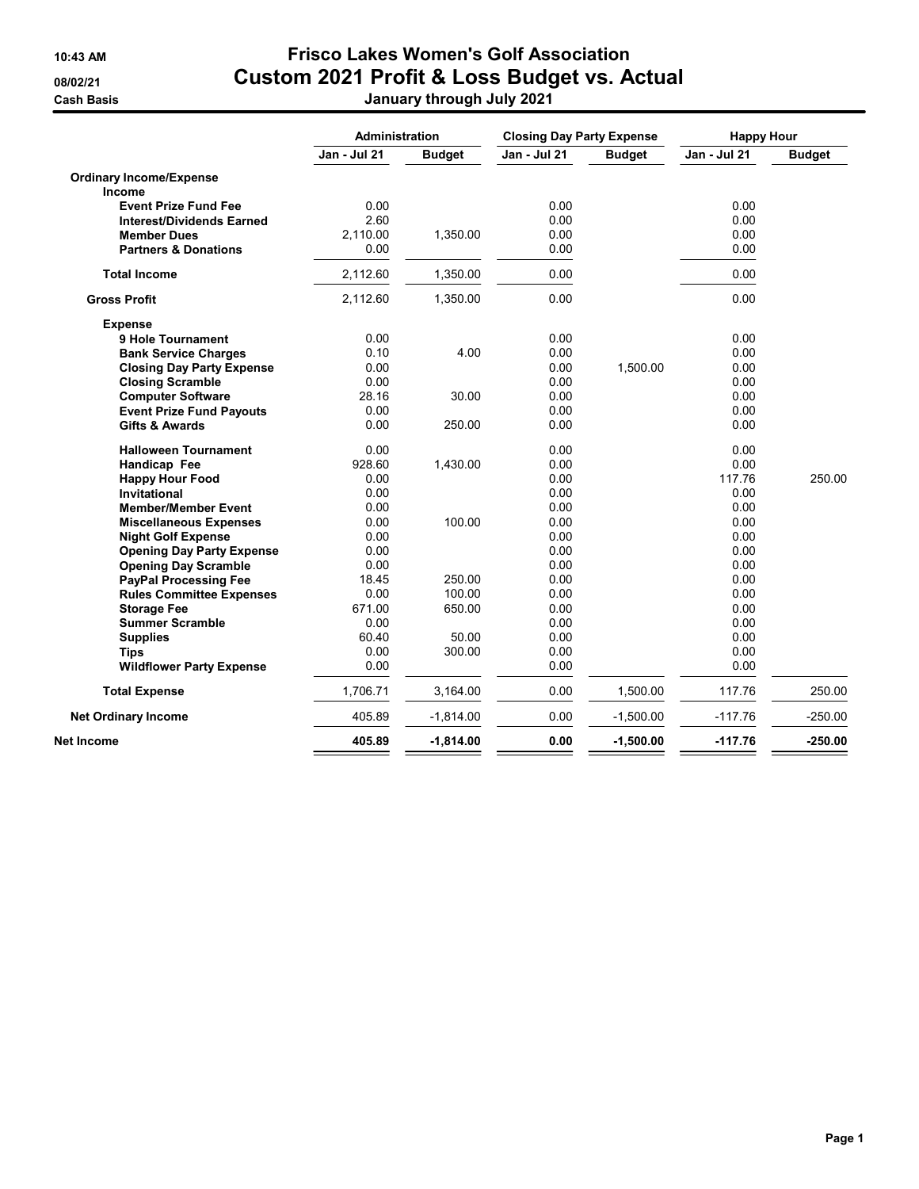**10:43 AM**
**08/02/21**
**Cash Basis**

# Frisco Lakes Women's Golf Association
## Custom 2021 Profit & Loss Budget vs. Actual
### January through July 2021

| | Administration | | Closing Day Party Expense | | Happy Hour | |
|---|---|---|---|---|---|---|
| | Jan - Jul 21 | Budget | Jan - Jul 21 | Budget | Jan - Jul 21 | Budget |
| **Ordinary Income/Expense** | | | | | | |
| **Income** | | | | | | |
| **Event Prize Fund Fee** | 0.00 | | 0.00 | | 0.00 | |
| **Interest/Dividends Earned** | 2.60 | | 0.00 | | 0.00 | |
| **Member Dues** | 2,110.00 | 1,350.00 | 0.00 | | 0.00 | |
| **Partners & Donations** | 0.00 | | 0.00 | | 0.00 | |
| **Total Income** | 2,112.60 | 1,350.00 | 0.00 | | 0.00 | |
| **Gross Profit** | 2,112.60 | 1,350.00 | 0.00 | | 0.00 | |
| **Expense** | | | | | | |
| **9 Hole Tournament** | 0.00 | | 0.00 | | 0.00 | |
| **Bank Service Charges** | 0.10 | 4.00 | 0.00 | | 0.00 | |
| **Closing Day Party Expense** | 0.00 | | 0.00 | 1,500.00 | 0.00 | |
| **Closing Scramble** | 0.00 | | 0.00 | | 0.00 | |
| **Computer Software** | 28.16 | 30.00 | 0.00 | | 0.00 | |
| **Event Prize Fund Payouts** | 0.00 | | 0.00 | | 0.00 | |
| **Gifts & Awards** | 0.00 | 250.00 | 0.00 | | 0.00 | |
| **Halloween Tournament** | 0.00 | | 0.00 | | 0.00 | |
| **Handicap Fee** | 928.60 | 1,430.00 | 0.00 | | 0.00 | |
| **Happy Hour Food** | 0.00 | | 0.00 | | 117.76 | 250.00 |
| **Invitational** | 0.00 | | 0.00 | | 0.00 | |
| **Member/Member Event** | 0.00 | | 0.00 | | 0.00 | |
| **Miscellaneous Expenses** | 0.00 | 100.00 | 0.00 | | 0.00 | |
| **Night Golf Expense** | 0.00 | | 0.00 | | 0.00 | |
| **Opening Day Party Expense** | 0.00 | | 0.00 | | 0.00 | |
| **Opening Day Scramble** | 0.00 | | 0.00 | | 0.00 | |
| **PayPal Processing Fee** | 18.45 | 250.00 | 0.00 | | 0.00 | |
| **Rules Committee Expenses** | 0.00 | 100.00 | 0.00 | | 0.00 | |
| **Storage Fee** | 671.00 | 650.00 | 0.00 | | 0.00 | |
| **Summer Scramble** | 0.00 | | 0.00 | | 0.00 | |
| **Supplies** | 60.40 | 50.00 | 0.00 | | 0.00 | |
| **Tips** | 0.00 | 300.00 | 0.00 | | 0.00 | |
| **Wildflower Party Expense** | 0.00 | | 0.00 | | 0.00 | |
| **Total Expense** | 1,706.71 | 3,164.00 | 0.00 | 1,500.00 | 117.76 | 250.00 |
| **Net Ordinary Income** | 405.89 | -1,814.00 | 0.00 | -1,500.00 | -117.76 | -250.00 |
| **Net Income** | **405.89** | **-1,814.00** | **0.00** | **-1,500.00** | **-117.76** | **-250.00** |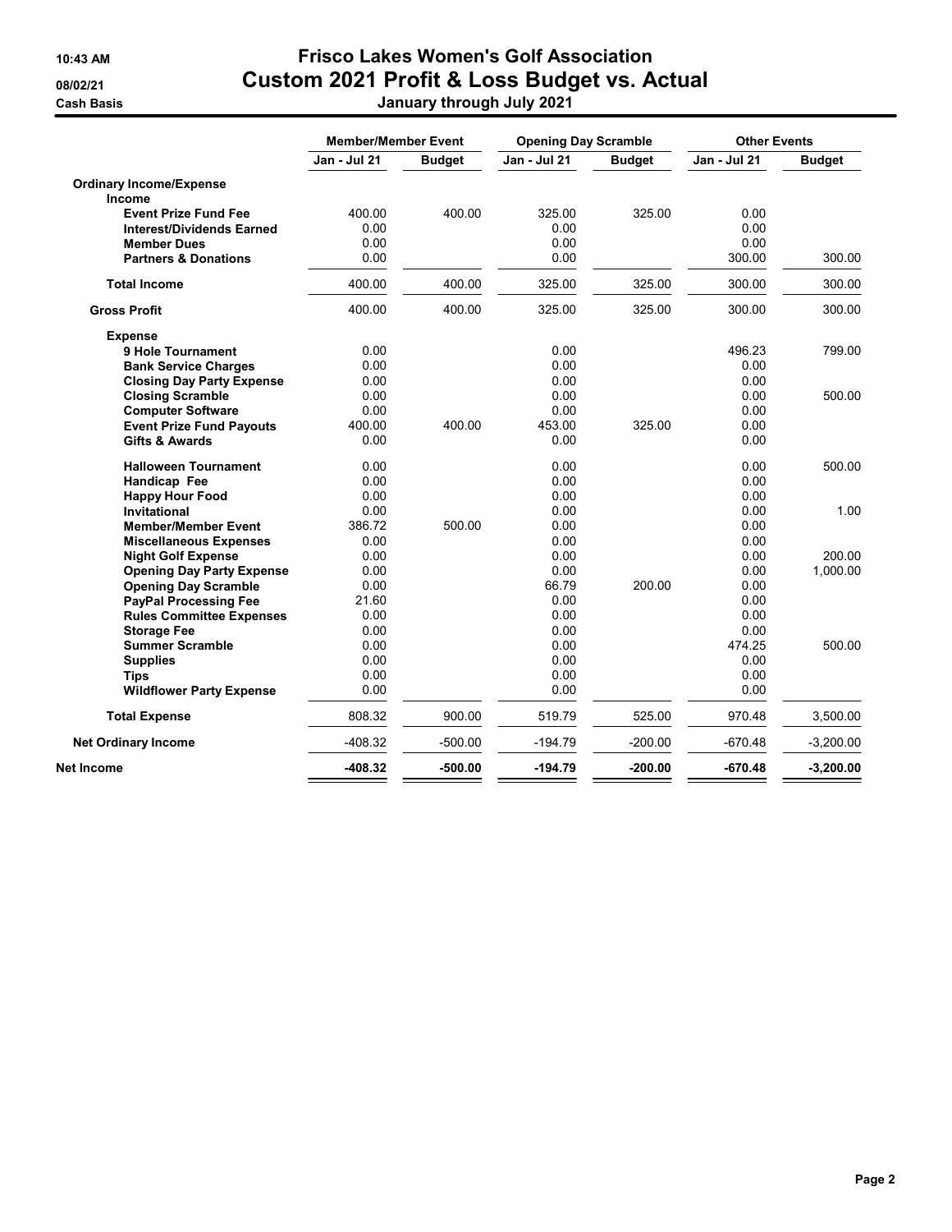# Frisco Lakes Women's Golf Association

## Custom 2021 Profit & Loss Budget vs. Actual

### January through July 2021

10:43 AM
08/02/21
Cash Basis

| | Member/Member Event | | Opening Day Scramble | | Other Events | |
|---|---|---|---|---|---|---|
| | Jan - Jul 21 | Budget | Jan - Jul 21 | Budget | Jan - Jul 21 | Budget |
| **Ordinary Income/Expense** | | | | | | |
| **Income** | | | | | | |
| **Event Prize Fund Fee** | 400.00 | 400.00 | 325.00 | 325.00 | 0.00 | |
| **Interest/Dividends Earned** | 0.00 | | 0.00 | | 0.00 | |
| **Member Dues** | 0.00 | | 0.00 | | 0.00 | |
| **Partners & Donations** | 0.00 | | 0.00 | | 300.00 | 300.00 |
| **Total Income** | 400.00 | 400.00 | 325.00 | 325.00 | 300.00 | 300.00 |
| **Gross Profit** | 400.00 | 400.00 | 325.00 | 325.00 | 300.00 | 300.00 |
| **Expense** | | | | | | |
| **9 Hole Tournament** | 0.00 | | 0.00 | | 496.23 | 799.00 |
| **Bank Service Charges** | 0.00 | | 0.00 | | 0.00 | |
| **Closing Day Party Expense** | 0.00 | | 0.00 | | 0.00 | |
| **Closing Scramble** | 0.00 | | 0.00 | | 0.00 | 500.00 |
| **Computer Software** | 0.00 | | 0.00 | | 0.00 | |
| **Event Prize Fund Payouts** | 400.00 | 400.00 | 453.00 | 325.00 | 0.00 | |
| **Gifts & Awards** | 0.00 | | 0.00 | | 0.00 | |
| **Halloween Tournament** | 0.00 | | 0.00 | | 0.00 | 500.00 |
| **Handicap Fee** | 0.00 | | 0.00 | | 0.00 | |
| **Happy Hour Food** | 0.00 | | 0.00 | | 0.00 | |
| **Invitational** | 0.00 | | 0.00 | | 0.00 | 1.00 |
| **Member/Member Event** | 386.72 | 500.00 | 0.00 | | 0.00 | |
| **Miscellaneous Expenses** | 0.00 | | 0.00 | | 0.00 | |
| **Night Golf Expense** | 0.00 | | 0.00 | | 0.00 | 200.00 |
| **Opening Day Party Expense** | 0.00 | | 0.00 | | 0.00 | 1,000.00 |
| **Opening Day Scramble** | 0.00 | | 66.79 | 200.00 | 0.00 | |
| **PayPal Processing Fee** | 21.60 | | 0.00 | | 0.00 | |
| **Rules Committee Expenses** | 0.00 | | 0.00 | | 0.00 | |
| **Storage Fee** | 0.00 | | 0.00 | | 0.00 | |
| **Summer Scramble** | 0.00 | | 0.00 | | 474.25 | 500.00 |
| **Supplies** | 0.00 | | 0.00 | | 0.00 | |
| **Tips** | 0.00 | | 0.00 | | 0.00 | |
| **Wildflower Party Expense** | 0.00 | | 0.00 | | 0.00 | |
| **Total Expense** | 808.32 | 900.00 | 519.79 | 525.00 | 970.48 | 3,500.00 |
| **Net Ordinary Income** | -408.32 | -500.00 | -194.79 | -200.00 | -670.48 | -3,200.00 |
| **Net Income** | **-408.32** | **-500.00** | **-194.79** | **-200.00** | **-670.48** | **-3,200.00** |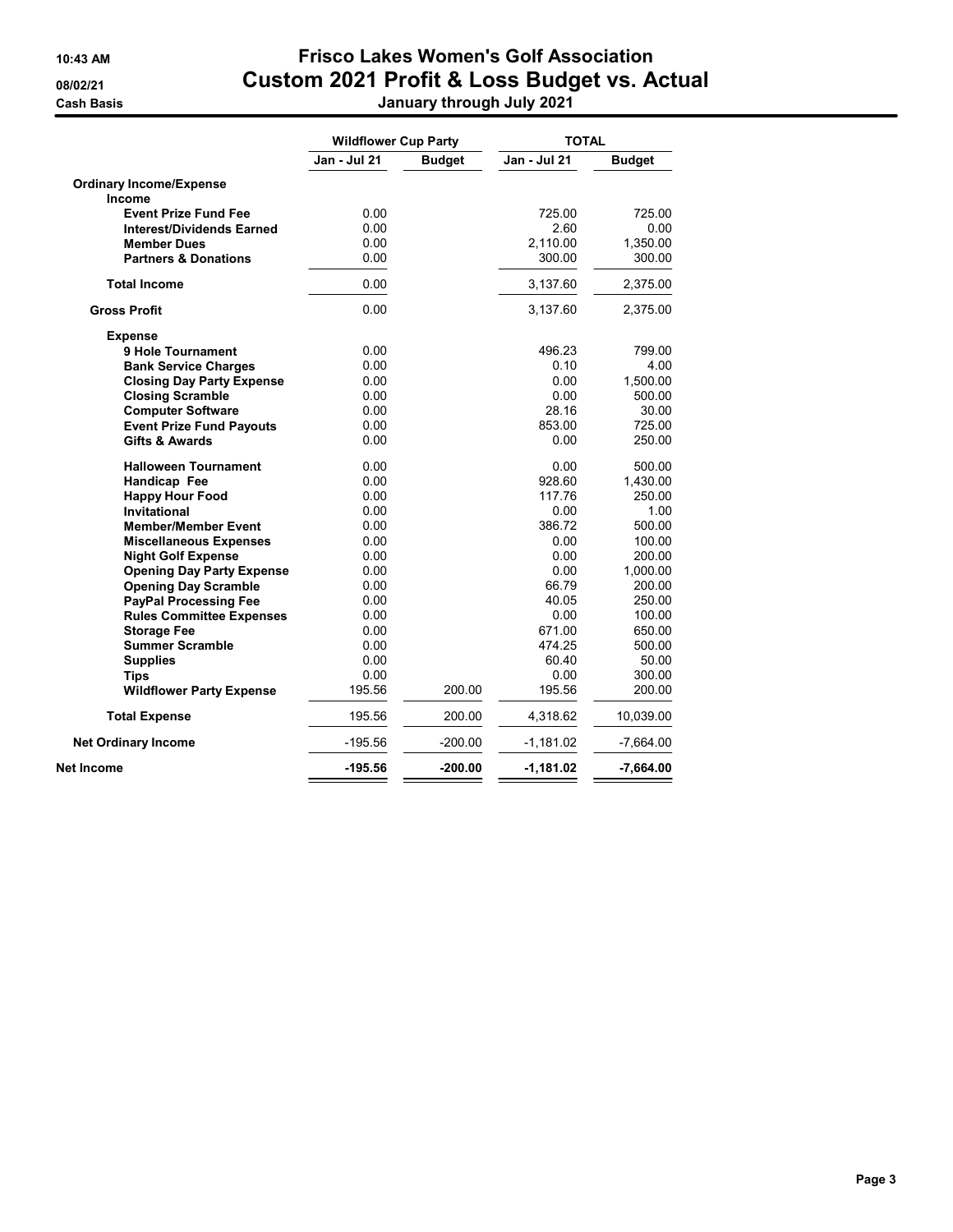10:43 AM

08/02/21

Cash Basis

# Frisco Lakes Women's Golf Association
## Custom 2021 Profit & Loss Budget vs. Actual
### January through July 2021

| | Wildflower Cup Party | | TOTAL | |
|---|---|---|---|---|
| | Jan - Jul 21 | Budget | Jan - Jul 21 | Budget |
| **Ordinary Income/Expense** | | | | |
| **Income** | | | | |
| **Event Prize Fund Fee** | 0.00 | | 725.00 | 725.00 |
| **Interest/Dividends Earned** | 0.00 | | 2.60 | 0.00 |
| **Member Dues** | 0.00 | | 2,110.00 | 1,350.00 |
| **Partners & Donations** | 0.00 | | 300.00 | 300.00 |
| **Total Income** | 0.00 | | 3,137.60 | 2,375.00 |
| **Gross Profit** | 0.00 | | 3,137.60 | 2,375.00 |
| **Expense** | | | | |
| **9 Hole Tournament** | 0.00 | | 496.23 | 799.00 |
| **Bank Service Charges** | 0.00 | | 0.10 | 4.00 |
| **Closing Day Party Expense** | 0.00 | | 0.00 | 1,500.00 |
| **Closing Scramble** | 0.00 | | 0.00 | 500.00 |
| **Computer Software** | 0.00 | | 28.16 | 30.00 |
| **Event Prize Fund Payouts** | 0.00 | | 853.00 | 725.00 |
| **Gifts & Awards** | 0.00 | | 0.00 | 250.00 |
| **Halloween Tournament** | 0.00 | | 0.00 | 500.00 |
| **Handicap Fee** | 0.00 | | 928.60 | 1,430.00 |
| **Happy Hour Food** | 0.00 | | 117.76 | 250.00 |
| **Invitational** | 0.00 | | 0.00 | 1.00 |
| **Member/Member Event** | 0.00 | | 386.72 | 500.00 |
| **Miscellaneous Expenses** | 0.00 | | 0.00 | 100.00 |
| **Night Golf Expense** | 0.00 | | 0.00 | 200.00 |
| **Opening Day Party Expense** | 0.00 | | 0.00 | 1,000.00 |
| **Opening Day Scramble** | 0.00 | | 66.79 | 200.00 |
| **PayPal Processing Fee** | 0.00 | | 40.05 | 250.00 |
| **Rules Committee Expenses** | 0.00 | | 0.00 | 100.00 |
| **Storage Fee** | 0.00 | | 671.00 | 650.00 |
| **Summer Scramble** | 0.00 | | 474.25 | 500.00 |
| **Supplies** | 0.00 | | 60.40 | 50.00 |
| **Tips** | 0.00 | | 0.00 | 300.00 |
| **Wildflower Party Expense** | 195.56 | 200.00 | 195.56 | 200.00 |
| **Total Expense** | 195.56 | 200.00 | 4,318.62 | 10,039.00 |
| **Net Ordinary Income** | -195.56 | -200.00 | -1,181.02 | -7,664.00 |
| **Net Income** | **-195.56** | **-200.00** | **-1,181.02** | **-7,664.00** |